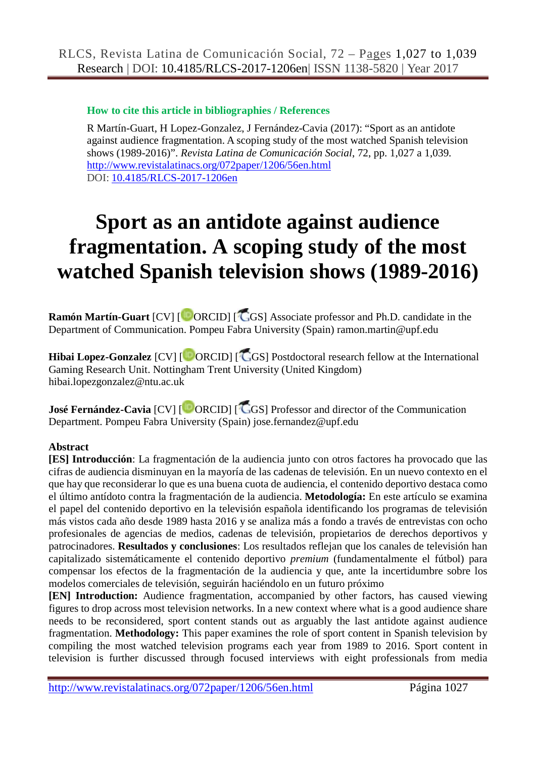**How to cite this article in bibliographies / References**

R Martín-Guart, H Lopez-Gonzalez, J Fernández-Cavia (2017): "Sport as an antidote against audience fragmentation. A scoping study of the most watched Spanish television shows (1989-2016)". *Revista Latina de Comunicación Social*, 72, pp. 1,027 a 1,039.
http://www.revistalatinacs.org/072paper/1206/56en.html
DOI: 10.4185/RLCS-2017-1206en

# Sport as an antidote against audience fragmentation. A scoping study of the most watched Spanish television shows (1989-2016)

**Ramón Martín-Guart** [CV] [ORCID] [GS] Associate professor and Ph.D. candidate in the Department of Communication. Pompeu Fabra University (Spain) ramon.martin@upf.edu

**Hibai Lopez-Gonzalez** [CV] [ORCID] [GS] Postdoctoral research fellow at the International Gaming Research Unit. Nottingham Trent University (United Kingdom) hibai.lopezgonzalez@ntu.ac.uk

**José Fernández-Cavia** [CV] [ORCID] [GS] Professor and director of the Communication Department. Pompeu Fabra University (Spain) jose.fernandez@upf.edu

**Abstract**

**[ES] Introducción**: La fragmentación de la audiencia junto con otros factores ha provocado que las cifras de audiencia disminuyan en la mayoría de las cadenas de televisión. En un nuevo contexto en el que hay que reconsiderar lo que es una buena cuota de audiencia, el contenido deportivo destaca como el último antídoto contra la fragmentación de la audiencia. **Metodología:** En este artículo se examina el papel del contenido deportivo en la televisión española identificando los programas de televisión más vistos cada año desde 1989 hasta 2016 y se analiza más a fondo a través de entrevistas con ocho profesionales de agencias de medios, cadenas de televisión, propietarios de derechos deportivos y patrocinadores. **Resultados y conclusiones**: Los resultados reflejan que los canales de televisión han capitalizado sistemáticamente el contenido deportivo *premium* (fundamentalmente el fútbol) para compensar los efectos de la fragmentación de la audiencia y que, ante la incertidumbre sobre los modelos comerciales de televisión, seguirán haciéndolo en un futuro próximo

**[EN] Introduction:** Audience fragmentation, accompanied by other factors, has caused viewing figures to drop across most television networks. In a new context where what is a good audience share needs to be reconsidered, sport content stands out as arguably the last antidote against audience fragmentation. **Methodology:** This paper examines the role of sport content in Spanish television by compiling the most watched television programs each year from 1989 to 2016. Sport content in television is further discussed through focused interviews with eight professionals from media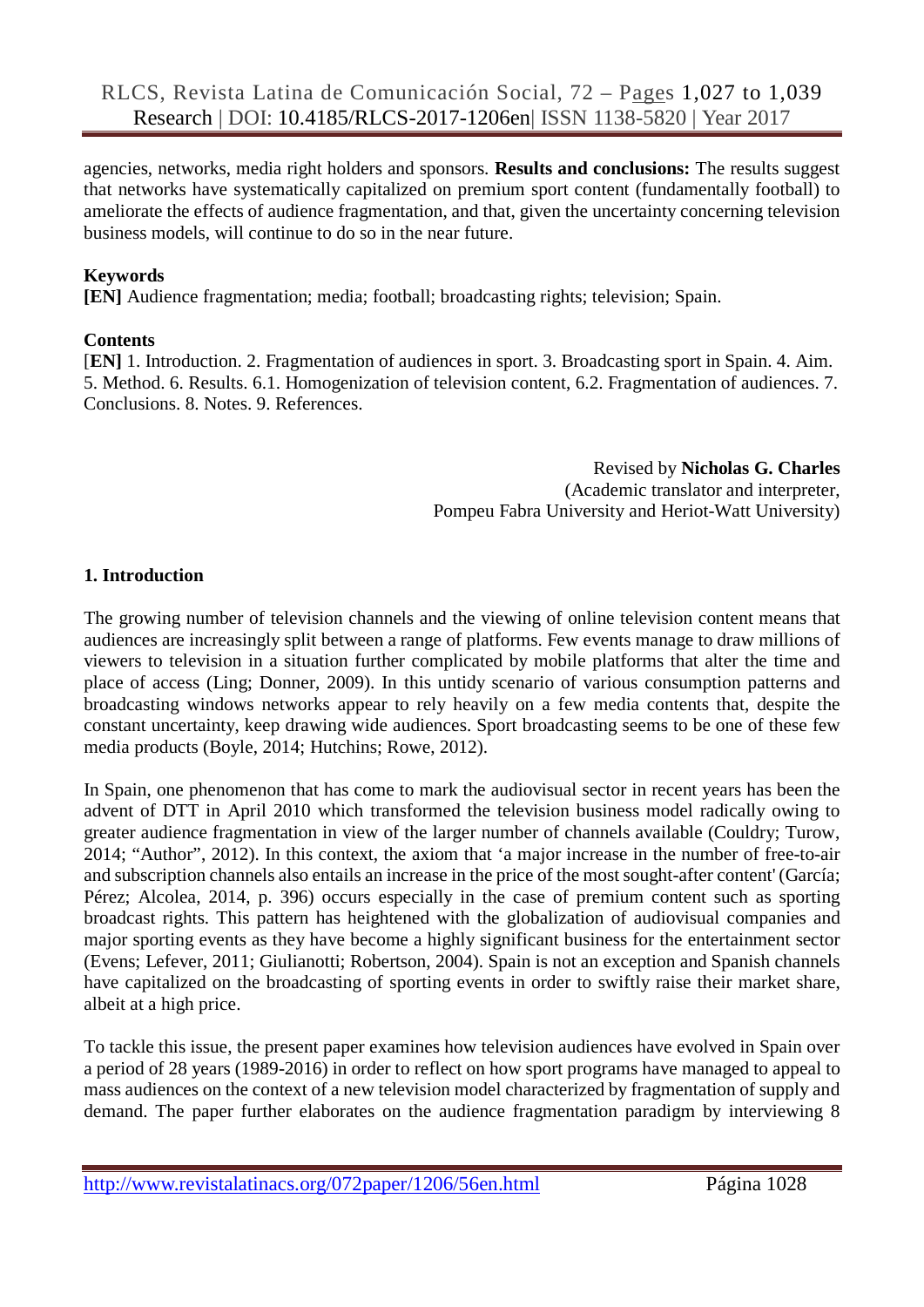agencies, networks, media right holders and sponsors. **Results and conclusions:** The results suggest that networks have systematically capitalized on premium sport content (fundamentally football) to ameliorate the effects of audience fragmentation, and that, given the uncertainty concerning television business models, will continue to do so in the near future.

**Keywords**

**[EN]** Audience fragmentation; media; football; broadcasting rights; television; Spain.

**Contents**

[**EN**] 1. Introduction. 2. Fragmentation of audiences in sport. 3. Broadcasting sport in Spain. 4. Aim. 5. Method. 6. Results. 6.1. Homogenization of television content, 6.2. Fragmentation of audiences. 7. Conclusions. 8. Notes. 9. References.

Revised by **Nicholas G. Charles**
(Academic translator and interpreter,
Pompeu Fabra University and Heriot-Watt University)

## 1. Introduction

The growing number of television channels and the viewing of online television content means that audiences are increasingly split between a range of platforms. Few events manage to draw millions of viewers to television in a situation further complicated by mobile platforms that alter the time and place of access (Ling; Donner, 2009). In this untidy scenario of various consumption patterns and broadcasting windows networks appear to rely heavily on a few media contents that, despite the constant uncertainty, keep drawing wide audiences. Sport broadcasting seems to be one of these few media products (Boyle, 2014; Hutchins; Rowe, 2012).

In Spain, one phenomenon that has come to mark the audiovisual sector in recent years has been the advent of DTT in April 2010 which transformed the television business model radically owing to greater audience fragmentation in view of the larger number of channels available (Couldry; Turow, 2014; "Author", 2012). In this context, the axiom that 'a major increase in the number of free-to-air and subscription channels also entails an increase in the price of the most sought-after content' (García; Pérez; Alcolea, 2014, p. 396) occurs especially in the case of premium content such as sporting broadcast rights. This pattern has heightened with the globalization of audiovisual companies and major sporting events as they have become a highly significant business for the entertainment sector (Evens; Lefever, 2011; Giulianotti; Robertson, 2004). Spain is not an exception and Spanish channels have capitalized on the broadcasting of sporting events in order to swiftly raise their market share, albeit at a high price.

To tackle this issue, the present paper examines how television audiences have evolved in Spain over a period of 28 years (1989-2016) in order to reflect on how sport programs have managed to appeal to mass audiences on the context of a new television model characterized by fragmentation of supply and demand. The paper further elaborates on the audience fragmentation paradigm by interviewing 8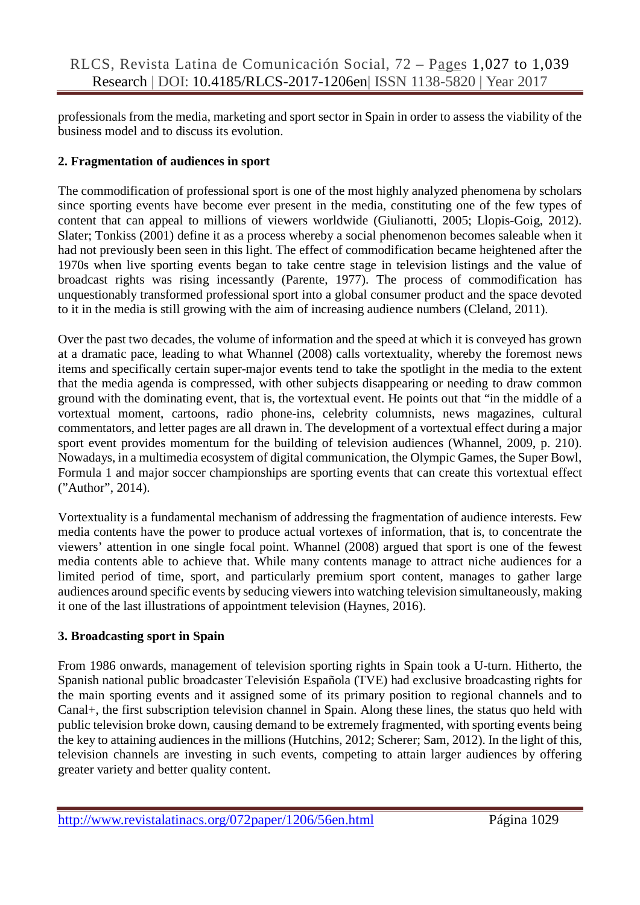professionals from the media, marketing and sport sector in Spain in order to assess the viability of the business model and to discuss its evolution.

## 2. Fragmentation of audiences in sport

The commodification of professional sport is one of the most highly analyzed phenomena by scholars since sporting events have become ever present in the media, constituting one of the few types of content that can appeal to millions of viewers worldwide (Giulianotti, 2005; Llopis-Goig, 2012). Slater; Tonkiss (2001) define it as a process whereby a social phenomenon becomes saleable when it had not previously been seen in this light. The effect of commodification became heightened after the 1970s when live sporting events began to take centre stage in television listings and the value of broadcast rights was rising incessantly (Parente, 1977). The process of commodification has unquestionably transformed professional sport into a global consumer product and the space devoted to it in the media is still growing with the aim of increasing audience numbers (Cleland, 2011).

Over the past two decades, the volume of information and the speed at which it is conveyed has grown at a dramatic pace, leading to what Whannel (2008) calls vortextuality, whereby the foremost news items and specifically certain super-major events tend to take the spotlight in the media to the extent that the media agenda is compressed, with other subjects disappearing or needing to draw common ground with the dominating event, that is, the vortextual event. He points out that "in the middle of a vortextual moment, cartoons, radio phone-ins, celebrity columnists, news magazines, cultural commentators, and letter pages are all drawn in. The development of a vortextual effect during a major sport event provides momentum for the building of television audiences (Whannel, 2009, p. 210). Nowadays, in a multimedia ecosystem of digital communication, the Olympic Games, the Super Bowl, Formula 1 and major soccer championships are sporting events that can create this vortextual effect ("Author", 2014).

Vortextuality is a fundamental mechanism of addressing the fragmentation of audience interests. Few media contents have the power to produce actual vortexes of information, that is, to concentrate the viewers' attention in one single focal point. Whannel (2008) argued that sport is one of the fewest media contents able to achieve that. While many contents manage to attract niche audiences for a limited period of time, sport, and particularly premium sport content, manages to gather large audiences around specific events by seducing viewers into watching television simultaneously, making it one of the last illustrations of appointment television (Haynes, 2016).

## 3. Broadcasting sport in Spain

From 1986 onwards, management of television sporting rights in Spain took a U-turn. Hitherto, the Spanish national public broadcaster Televisión Española (TVE) had exclusive broadcasting rights for the main sporting events and it assigned some of its primary position to regional channels and to Canal+, the first subscription television channel in Spain. Along these lines, the status quo held with public television broke down, causing demand to be extremely fragmented, with sporting events being the key to attaining audiences in the millions (Hutchins, 2012; Scherer; Sam, 2012). In the light of this, television channels are investing in such events, competing to attain larger audiences by offering greater variety and better quality content.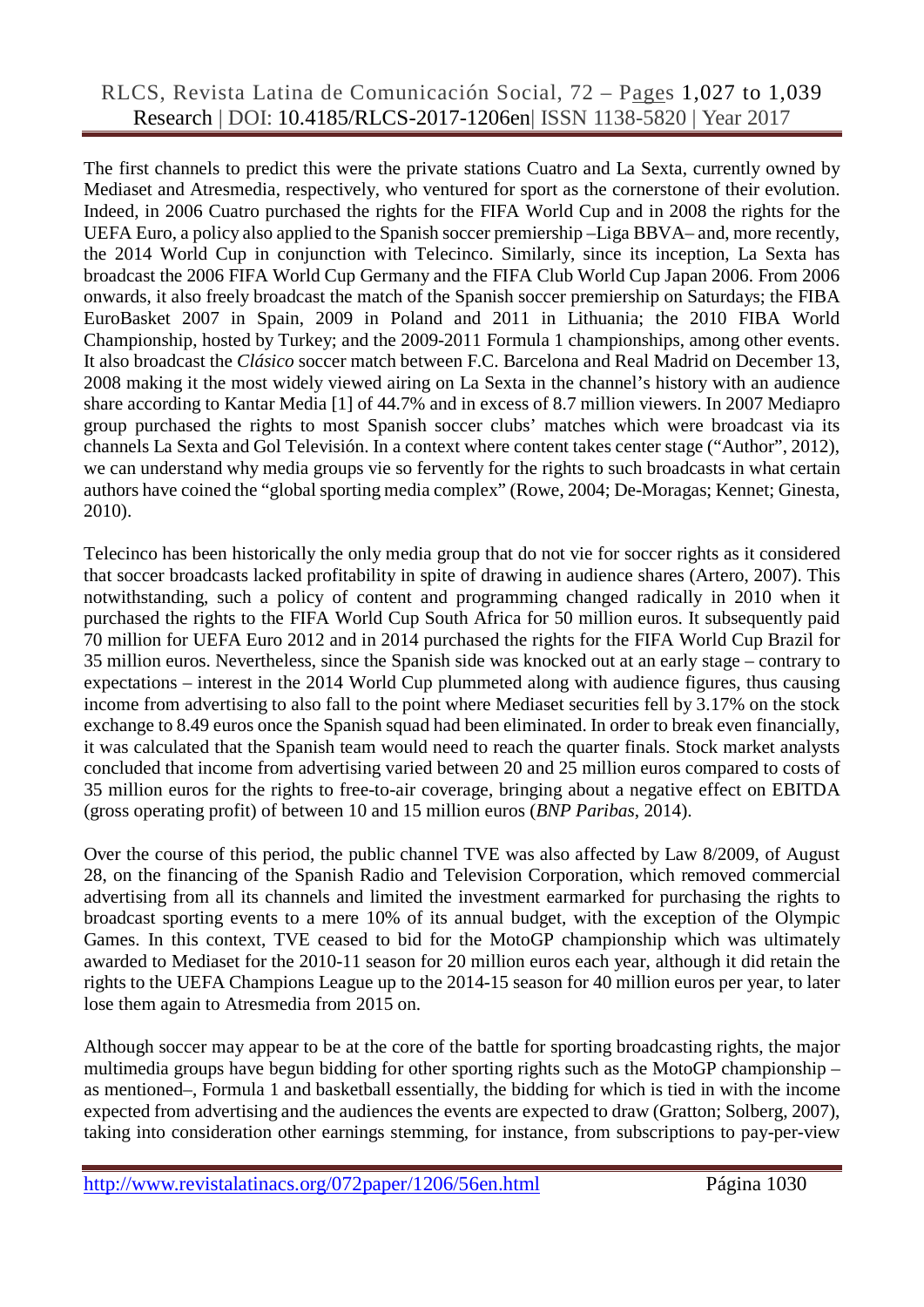The first channels to predict this were the private stations Cuatro and La Sexta, currently owned by Mediaset and Atresmedia, respectively, who ventured for sport as the cornerstone of their evolution. Indeed, in 2006 Cuatro purchased the rights for the FIFA World Cup and in 2008 the rights for the UEFA Euro, a policy also applied to the Spanish soccer premiership –Liga BBVA– and, more recently, the 2014 World Cup in conjunction with Telecinco. Similarly, since its inception, La Sexta has broadcast the 2006 FIFA World Cup Germany and the FIFA Club World Cup Japan 2006. From 2006 onwards, it also freely broadcast the match of the Spanish soccer premiership on Saturdays; the FIBA EuroBasket 2007 in Spain, 2009 in Poland and 2011 in Lithuania; the 2010 FIBA World Championship, hosted by Turkey; and the 2009-2011 Formula 1 championships, among other events. It also broadcast the *Clásico* soccer match between F.C. Barcelona and Real Madrid on December 13, 2008 making it the most widely viewed airing on La Sexta in the channel's history with an audience share according to Kantar Media [1] of 44.7% and in excess of 8.7 million viewers. In 2007 Mediapro group purchased the rights to most Spanish soccer clubs' matches which were broadcast via its channels La Sexta and Gol Televisión. In a context where content takes center stage ("Author", 2012), we can understand why media groups vie so fervently for the rights to such broadcasts in what certain authors have coined the "global sporting media complex" (Rowe, 2004; De-Moragas; Kennet; Ginesta, 2010).

Telecinco has been historically the only media group that do not vie for soccer rights as it considered that soccer broadcasts lacked profitability in spite of drawing in audience shares (Artero, 2007). This notwithstanding, such a policy of content and programming changed radically in 2010 when it purchased the rights to the FIFA World Cup South Africa for 50 million euros. It subsequently paid 70 million for UEFA Euro 2012 and in 2014 purchased the rights for the FIFA World Cup Brazil for 35 million euros. Nevertheless, since the Spanish side was knocked out at an early stage – contrary to expectations – interest in the 2014 World Cup plummeted along with audience figures, thus causing income from advertising to also fall to the point where Mediaset securities fell by 3.17% on the stock exchange to 8.49 euros once the Spanish squad had been eliminated. In order to break even financially, it was calculated that the Spanish team would need to reach the quarter finals. Stock market analysts concluded that income from advertising varied between 20 and 25 million euros compared to costs of 35 million euros for the rights to free-to-air coverage, bringing about a negative effect on EBITDA (gross operating profit) of between 10 and 15 million euros (*BNP Paribas*, 2014).

Over the course of this period, the public channel TVE was also affected by Law 8/2009, of August 28, on the financing of the Spanish Radio and Television Corporation, which removed commercial advertising from all its channels and limited the investment earmarked for purchasing the rights to broadcast sporting events to a mere 10% of its annual budget, with the exception of the Olympic Games. In this context, TVE ceased to bid for the MotoGP championship which was ultimately awarded to Mediaset for the 2010-11 season for 20 million euros each year, although it did retain the rights to the UEFA Champions League up to the 2014-15 season for 40 million euros per year, to later lose them again to Atresmedia from 2015 on.

Although soccer may appear to be at the core of the battle for sporting broadcasting rights, the major multimedia groups have begun bidding for other sporting rights such as the MotoGP championship – as mentioned–, Formula 1 and basketball essentially, the bidding for which is tied in with the income expected from advertising and the audiences the events are expected to draw (Gratton; Solberg, 2007), taking into consideration other earnings stemming, for instance, from subscriptions to pay-per-view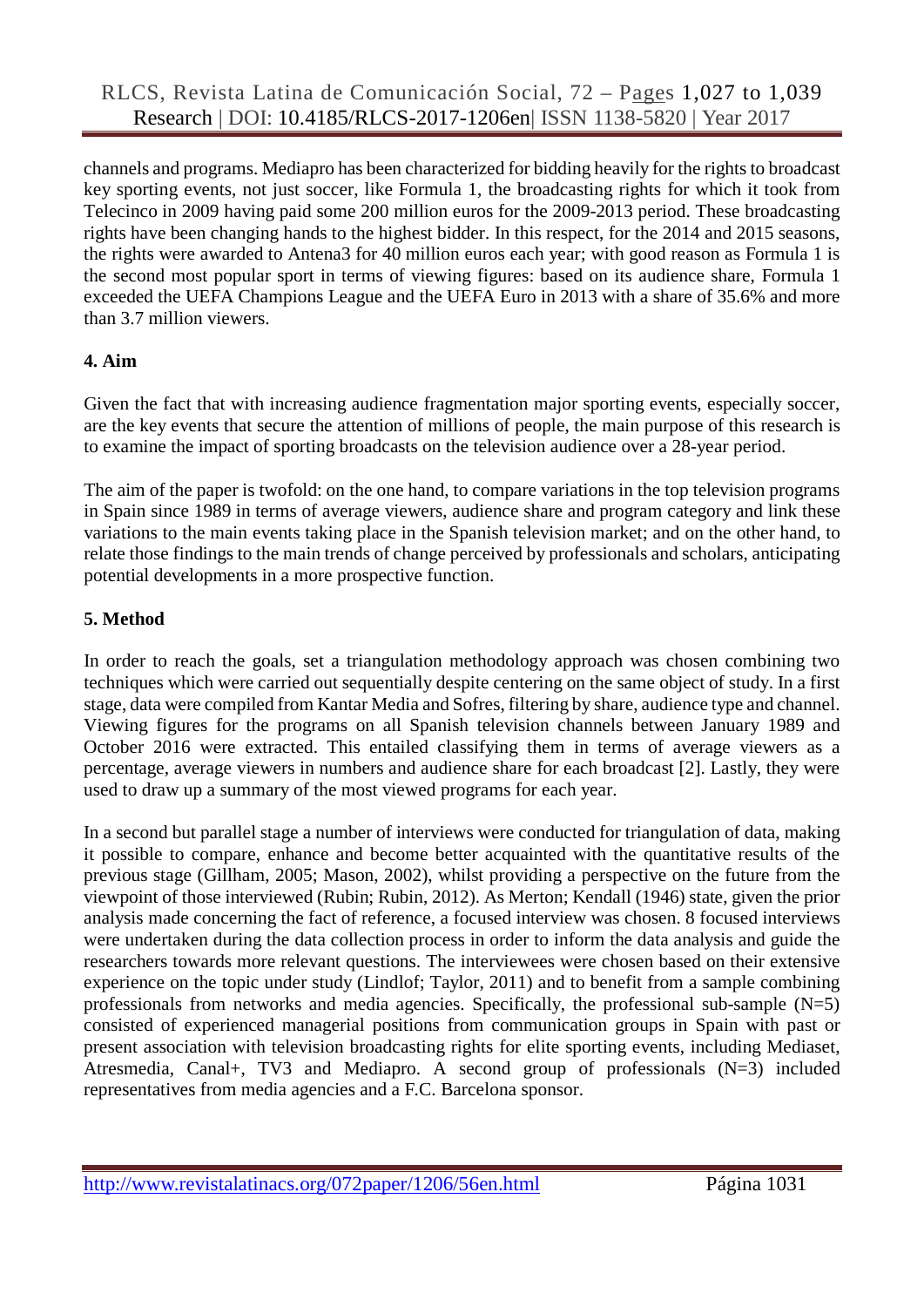channels and programs. Mediapro has been characterized for bidding heavily for the rights to broadcast key sporting events, not just soccer, like Formula 1, the broadcasting rights for which it took from Telecinco in 2009 having paid some 200 million euros for the 2009-2013 period. These broadcasting rights have been changing hands to the highest bidder. In this respect, for the 2014 and 2015 seasons, the rights were awarded to Antena3 for 40 million euros each year; with good reason as Formula 1 is the second most popular sport in terms of viewing figures: based on its audience share, Formula 1 exceeded the UEFA Champions League and the UEFA Euro in 2013 with a share of 35.6% and more than 3.7 million viewers.

## 4. Aim

Given the fact that with increasing audience fragmentation major sporting events, especially soccer, are the key events that secure the attention of millions of people, the main purpose of this research is to examine the impact of sporting broadcasts on the television audience over a 28-year period.

The aim of the paper is twofold: on the one hand, to compare variations in the top television programs in Spain since 1989 in terms of average viewers, audience share and program category and link these variations to the main events taking place in the Spanish television market; and on the other hand, to relate those findings to the main trends of change perceived by professionals and scholars, anticipating potential developments in a more prospective function.

## 5. Method

In order to reach the goals, set a triangulation methodology approach was chosen combining two techniques which were carried out sequentially despite centering on the same object of study. In a first stage, data were compiled from Kantar Media and Sofres, filtering by share, audience type and channel. Viewing figures for the programs on all Spanish television channels between January 1989 and October 2016 were extracted. This entailed classifying them in terms of average viewers as a percentage, average viewers in numbers and audience share for each broadcast [2]. Lastly, they were used to draw up a summary of the most viewed programs for each year.

In a second but parallel stage a number of interviews were conducted for triangulation of data, making it possible to compare, enhance and become better acquainted with the quantitative results of the previous stage (Gillham, 2005; Mason, 2002), whilst providing a perspective on the future from the viewpoint of those interviewed (Rubin; Rubin, 2012). As Merton; Kendall (1946) state, given the prior analysis made concerning the fact of reference, a focused interview was chosen. 8 focused interviews were undertaken during the data collection process in order to inform the data analysis and guide the researchers towards more relevant questions. The interviewees were chosen based on their extensive experience on the topic under study (Lindlof; Taylor, 2011) and to benefit from a sample combining professionals from networks and media agencies. Specifically, the professional sub-sample (N=5) consisted of experienced managerial positions from communication groups in Spain with past or present association with television broadcasting rights for elite sporting events, including Mediaset, Atresmedia, Canal+, TV3 and Mediapro. A second group of professionals (N=3) included representatives from media agencies and a F.C. Barcelona sponsor.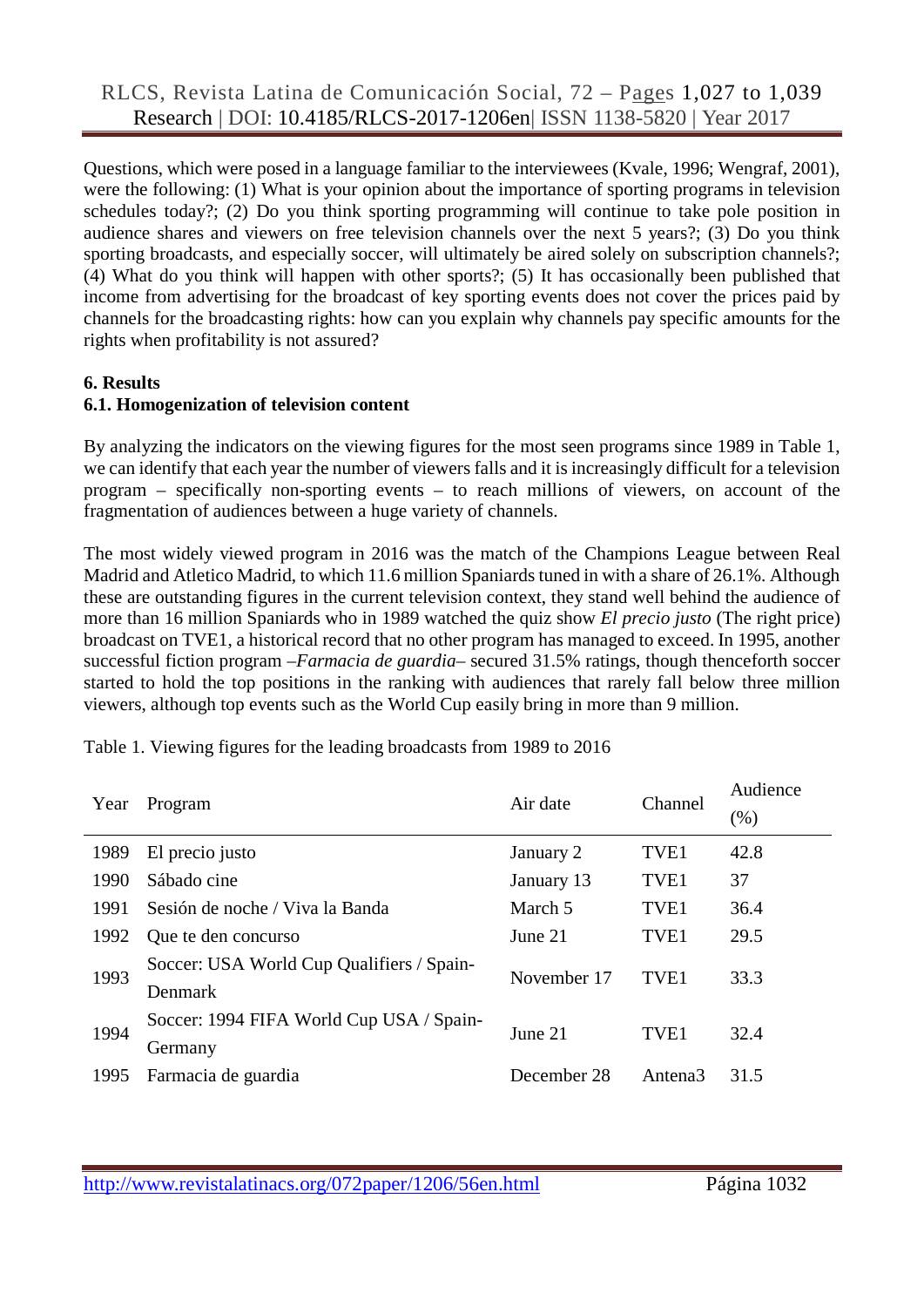Questions, which were posed in a language familiar to the interviewees (Kvale, 1996; Wengraf, 2001), were the following: (1) What is your opinion about the importance of sporting programs in television schedules today?; (2) Do you think sporting programming will continue to take pole position in audience shares and viewers on free television channels over the next 5 years?; (3) Do you think sporting broadcasts, and especially soccer, will ultimately be aired solely on subscription channels?; (4) What do you think will happen with other sports?; (5) It has occasionally been published that income from advertising for the broadcast of key sporting events does not cover the prices paid by channels for the broadcasting rights: how can you explain why channels pay specific amounts for the rights when profitability is not assured?

## 6. Results

### 6.1. Homogenization of television content

By analyzing the indicators on the viewing figures for the most seen programs since 1989 in Table 1, we can identify that each year the number of viewers falls and it is increasingly difficult for a television program – specifically non-sporting events – to reach millions of viewers, on account of the fragmentation of audiences between a huge variety of channels.

The most widely viewed program in 2016 was the match of the Champions League between Real Madrid and Atletico Madrid, to which 11.6 million Spaniards tuned in with a share of 26.1%. Although these are outstanding figures in the current television context, they stand well behind the audience of more than 16 million Spaniards who in 1989 watched the quiz show *El precio justo* (The right price) broadcast on TVE1, a historical record that no other program has managed to exceed. In 1995, another successful fiction program –*Farmacia de guardia*– secured 31.5% ratings, though thenceforth soccer started to hold the top positions in the ranking with audiences that rarely fall below three million viewers, although top events such as the World Cup easily bring in more than 9 million.

Table 1. Viewing figures for the leading broadcasts from 1989 to 2016

| Year | Program | Air date | Channel | Audience (%) |
|---|---|---|---|---|
| 1989 | El precio justo | January 2 | TVE1 | 42.8 |
| 1990 | Sábado cine | January 13 | TVE1 | 37 |
| 1991 | Sesión de noche / Viva la Banda | March 5 | TVE1 | 36.4 |
| 1992 | Que te den concurso | June 21 | TVE1 | 29.5 |
| 1993 | Soccer: USA World Cup Qualifiers / Spain-Denmark | November 17 | TVE1 | 33.3 |
| 1994 | Soccer: 1994 FIFA World Cup USA / Spain-Germany | June 21 | TVE1 | 32.4 |
| 1995 | Farmacia de guardia | December 28 | Antena3 | 31.5 |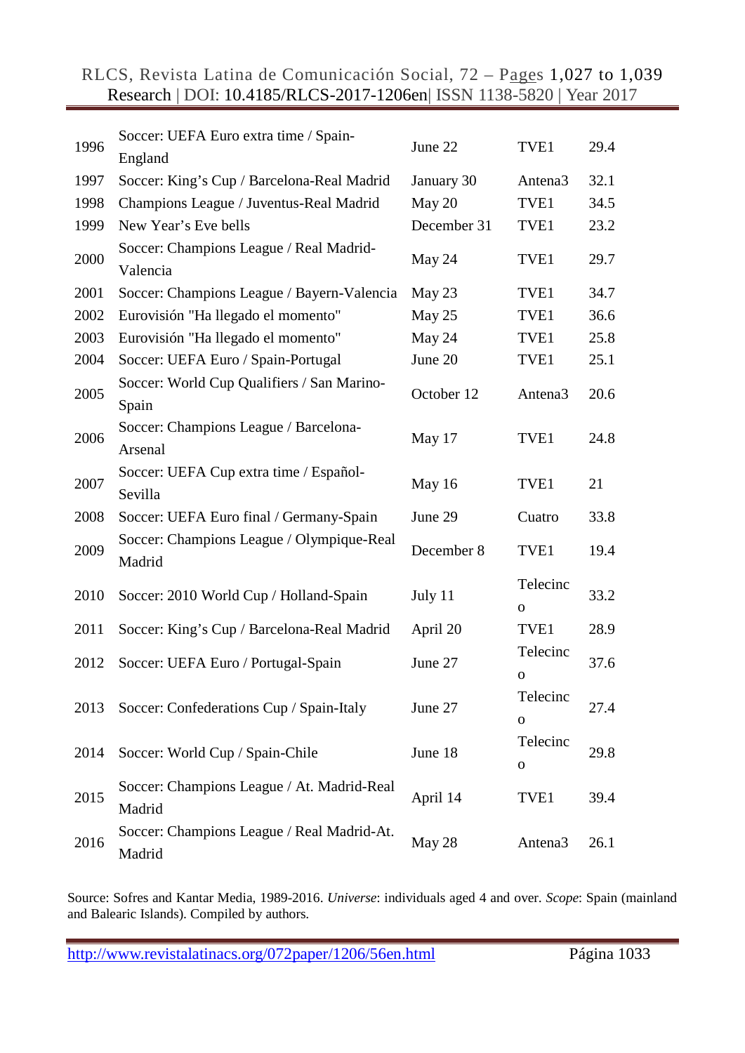| | | | | |
|---|---|---|---|---|
| 1996 | Soccer: UEFA Euro extra time / Spain-England | June 22 | TVE1 | 29.4 |
| 1997 | Soccer: King's Cup / Barcelona-Real Madrid | January 30 | Antena3 | 32.1 |
| 1998 | Champions League / Juventus-Real Madrid | May 20 | TVE1 | 34.5 |
| 1999 | New Year's Eve bells | December 31 | TVE1 | 23.2 |
| 2000 | Soccer: Champions League / Real Madrid-Valencia | May 24 | TVE1 | 29.7 |
| 2001 | Soccer: Champions League / Bayern-Valencia | May 23 | TVE1 | 34.7 |
| 2002 | Eurovisión "Ha llegado el momento" | May 25 | TVE1 | 36.6 |
| 2003 | Eurovisión "Ha llegado el momento" | May 24 | TVE1 | 25.8 |
| 2004 | Soccer: UEFA Euro / Spain-Portugal | June 20 | TVE1 | 25.1 |
| 2005 | Soccer: World Cup Qualifiers / San Marino-Spain | October 12 | Antena3 | 20.6 |
| 2006 | Soccer: Champions League / Barcelona-Arsenal | May 17 | TVE1 | 24.8 |
| 2007 | Soccer: UEFA Cup extra time / Español-Sevilla | May 16 | TVE1 | 21 |
| 2008 | Soccer: UEFA Euro final / Germany-Spain | June 29 | Cuatro | 33.8 |
| 2009 | Soccer: Champions League / Olympique-Real Madrid | December 8 | TVE1 | 19.4 |
| 2010 | Soccer: 2010 World Cup / Holland-Spain | July 11 | Telecinco | 33.2 |
| 2011 | Soccer: King's Cup / Barcelona-Real Madrid | April 20 | TVE1 | 28.9 |
| 2012 | Soccer: UEFA Euro / Portugal-Spain | June 27 | Telecinco | 37.6 |
| 2013 | Soccer: Confederations Cup / Spain-Italy | June 27 | Telecinco | 27.4 |
| 2014 | Soccer: World Cup / Spain-Chile | June 18 | Telecinco | 29.8 |
| 2015 | Soccer: Champions League / At. Madrid-Real Madrid | April 14 | TVE1 | 39.4 |
| 2016 | Soccer: Champions League / Real Madrid-At. Madrid | May 28 | Antena3 | 26.1 |

Source: Sofres and Kantar Media, 1989-2016. *Universe*: individuals aged 4 and over. *Scope*: Spain (mainland and Balearic Islands). Compiled by authors.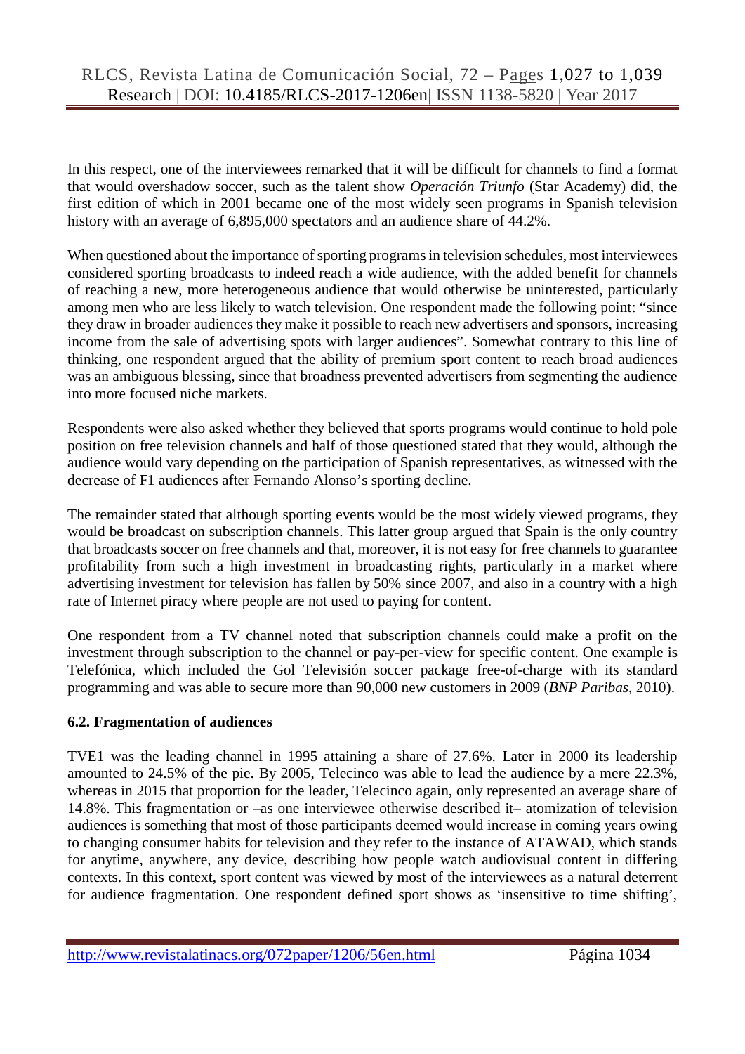In this respect, one of the interviewees remarked that it will be difficult for channels to find a format that would overshadow soccer, such as the talent show *Operación Triunfo* (Star Academy) did, the first edition of which in 2001 became one of the most widely seen programs in Spanish television history with an average of 6,895,000 spectators and an audience share of 44.2%.

When questioned about the importance of sporting programs in television schedules, most interviewees considered sporting broadcasts to indeed reach a wide audience, with the added benefit for channels of reaching a new, more heterogeneous audience that would otherwise be uninterested, particularly among men who are less likely to watch television. One respondent made the following point: "since they draw in broader audiences they make it possible to reach new advertisers and sponsors, increasing income from the sale of advertising spots with larger audiences". Somewhat contrary to this line of thinking, one respondent argued that the ability of premium sport content to reach broad audiences was an ambiguous blessing, since that broadness prevented advertisers from segmenting the audience into more focused niche markets.

Respondents were also asked whether they believed that sports programs would continue to hold pole position on free television channels and half of those questioned stated that they would, although the audience would vary depending on the participation of Spanish representatives, as witnessed with the decrease of F1 audiences after Fernando Alonso's sporting decline.

The remainder stated that although sporting events would be the most widely viewed programs, they would be broadcast on subscription channels. This latter group argued that Spain is the only country that broadcasts soccer on free channels and that, moreover, it is not easy for free channels to guarantee profitability from such a high investment in broadcasting rights, particularly in a market where advertising investment for television has fallen by 50% since 2007, and also in a country with a high rate of Internet piracy where people are not used to paying for content.

One respondent from a TV channel noted that subscription channels could make a profit on the investment through subscription to the channel or pay-per-view for specific content. One example is Telefónica, which included the Gol Televisión soccer package free-of-charge with its standard programming and was able to secure more than 90,000 new customers in 2009 (*BNP Paribas*, 2010).

**6.2. Fragmentation of audiences**

TVE1 was the leading channel in 1995 attaining a share of 27.6%. Later in 2000 its leadership amounted to 24.5% of the pie. By 2005, Telecinco was able to lead the audience by a mere 22.3%, whereas in 2015 that proportion for the leader, Telecinco again, only represented an average share of 14.8%. This fragmentation or –as one interviewee otherwise described it– atomization of television audiences is something that most of those participants deemed would increase in coming years owing to changing consumer habits for television and they refer to the instance of ATAWAD, which stands for anytime, anywhere, any device, describing how people watch audiovisual content in differing contexts. In this context, sport content was viewed by most of the interviewees as a natural deterrent for audience fragmentation. One respondent defined sport shows as 'insensitive to time shifting',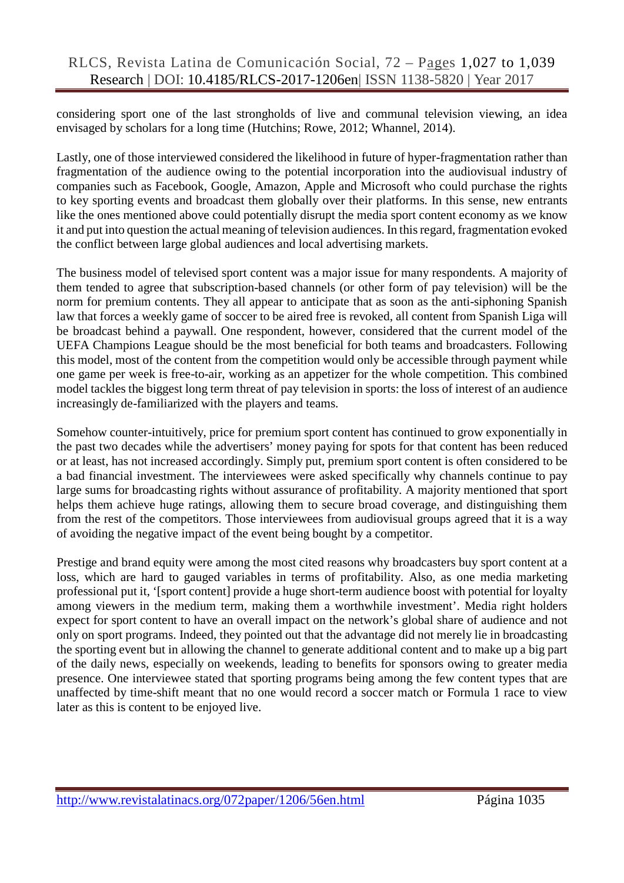considering sport one of the last strongholds of live and communal television viewing, an idea envisaged by scholars for a long time (Hutchins; Rowe, 2012; Whannel, 2014).

Lastly, one of those interviewed considered the likelihood in future of hyper-fragmentation rather than fragmentation of the audience owing to the potential incorporation into the audiovisual industry of companies such as Facebook, Google, Amazon, Apple and Microsoft who could purchase the rights to key sporting events and broadcast them globally over their platforms. In this sense, new entrants like the ones mentioned above could potentially disrupt the media sport content economy as we know it and put into question the actual meaning of television audiences. In this regard, fragmentation evoked the conflict between large global audiences and local advertising markets.

The business model of televised sport content was a major issue for many respondents. A majority of them tended to agree that subscription-based channels (or other form of pay television) will be the norm for premium contents. They all appear to anticipate that as soon as the anti-siphoning Spanish law that forces a weekly game of soccer to be aired free is revoked, all content from Spanish Liga will be broadcast behind a paywall. One respondent, however, considered that the current model of the UEFA Champions League should be the most beneficial for both teams and broadcasters. Following this model, most of the content from the competition would only be accessible through payment while one game per week is free-to-air, working as an appetizer for the whole competition. This combined model tackles the biggest long term threat of pay television in sports: the loss of interest of an audience increasingly de-familiarized with the players and teams.

Somehow counter-intuitively, price for premium sport content has continued to grow exponentially in the past two decades while the advertisers' money paying for spots for that content has been reduced or at least, has not increased accordingly. Simply put, premium sport content is often considered to be a bad financial investment. The interviewees were asked specifically why channels continue to pay large sums for broadcasting rights without assurance of profitability. A majority mentioned that sport helps them achieve huge ratings, allowing them to secure broad coverage, and distinguishing them from the rest of the competitors. Those interviewees from audiovisual groups agreed that it is a way of avoiding the negative impact of the event being bought by a competitor.

Prestige and brand equity were among the most cited reasons why broadcasters buy sport content at a loss, which are hard to gauged variables in terms of profitability. Also, as one media marketing professional put it, '[sport content] provide a huge short-term audience boost with potential for loyalty among viewers in the medium term, making them a worthwhile investment'. Media right holders expect for sport content to have an overall impact on the network's global share of audience and not only on sport programs. Indeed, they pointed out that the advantage did not merely lie in broadcasting the sporting event but in allowing the channel to generate additional content and to make up a big part of the daily news, especially on weekends, leading to benefits for sponsors owing to greater media presence. One interviewee stated that sporting programs being among the few content types that are unaffected by time-shift meant that no one would record a soccer match or Formula 1 race to view later as this is content to be enjoyed live.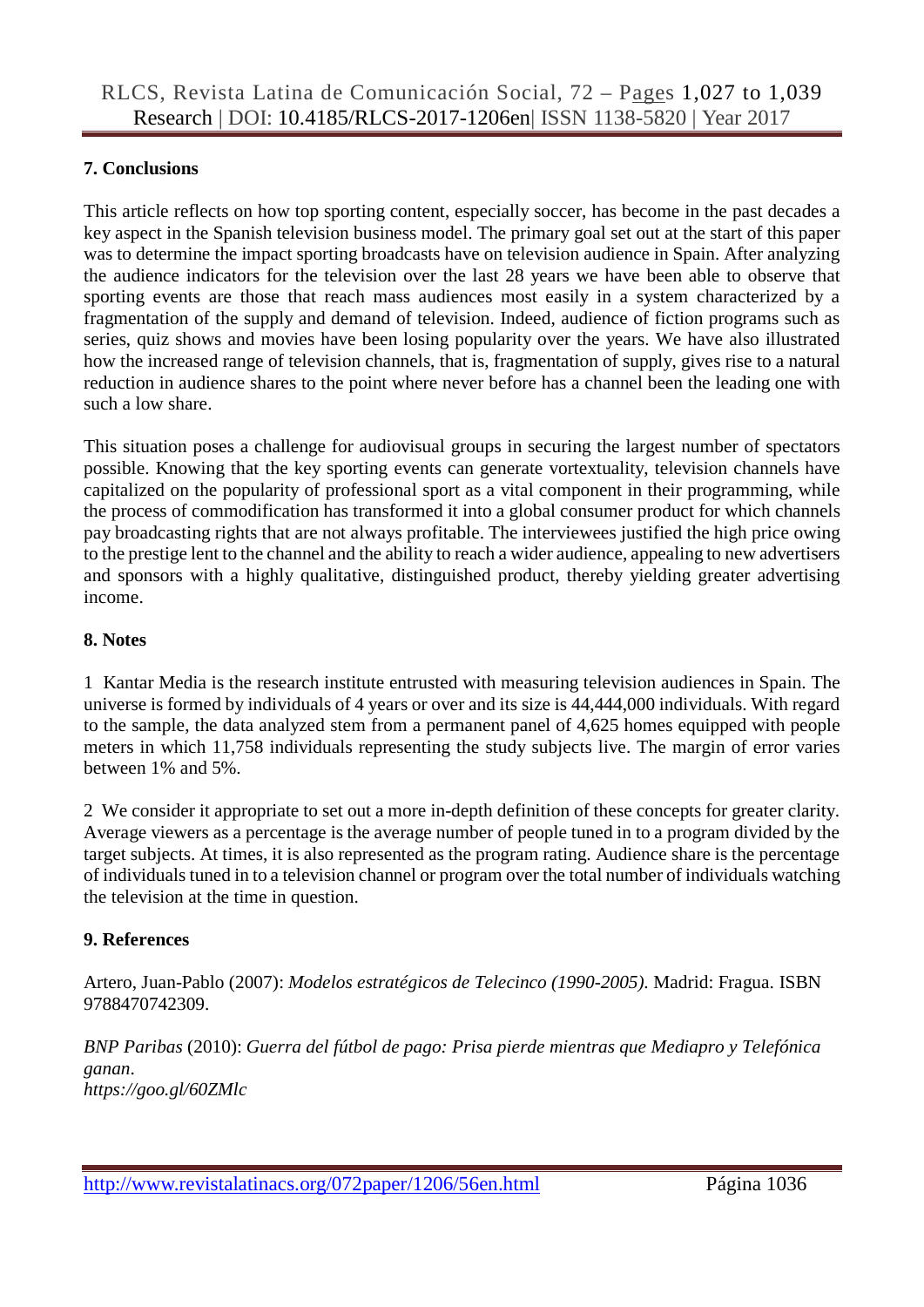## 7. Conclusions

This article reflects on how top sporting content, especially soccer, has become in the past decades a key aspect in the Spanish television business model. The primary goal set out at the start of this paper was to determine the impact sporting broadcasts have on television audience in Spain. After analyzing the audience indicators for the television over the last 28 years we have been able to observe that sporting events are those that reach mass audiences most easily in a system characterized by a fragmentation of the supply and demand of television. Indeed, audience of fiction programs such as series, quiz shows and movies have been losing popularity over the years. We have also illustrated how the increased range of television channels, that is, fragmentation of supply, gives rise to a natural reduction in audience shares to the point where never before has a channel been the leading one with such a low share.

This situation poses a challenge for audiovisual groups in securing the largest number of spectators possible. Knowing that the key sporting events can generate vortextuality, television channels have capitalized on the popularity of professional sport as a vital component in their programming, while the process of commodification has transformed it into a global consumer product for which channels pay broadcasting rights that are not always profitable. The interviewees justified the high price owing to the prestige lent to the channel and the ability to reach a wider audience, appealing to new advertisers and sponsors with a highly qualitative, distinguished product, thereby yielding greater advertising income.

## 8. Notes

1 Kantar Media is the research institute entrusted with measuring television audiences in Spain. The universe is formed by individuals of 4 years or over and its size is 44,444,000 individuals. With regard to the sample, the data analyzed stem from a permanent panel of 4,625 homes equipped with people meters in which 11,758 individuals representing the study subjects live. The margin of error varies between 1% and 5%.

2 We consider it appropriate to set out a more in-depth definition of these concepts for greater clarity. Average viewers as a percentage is the average number of people tuned in to a program divided by the target subjects. At times, it is also represented as the program rating. Audience share is the percentage of individuals tuned in to a television channel or program over the total number of individuals watching the television at the time in question.

## 9. References

Artero, Juan-Pablo (2007): *Modelos estratégicos de Telecinco (1990-2005)*. Madrid: Fragua. ISBN 9788470742309.

*BNP Paribas* (2010): *Guerra del fútbol de pago: Prisa pierde mientras que Mediapro y Telefónica ganan*.
*https://goo.gl/60ZMlc*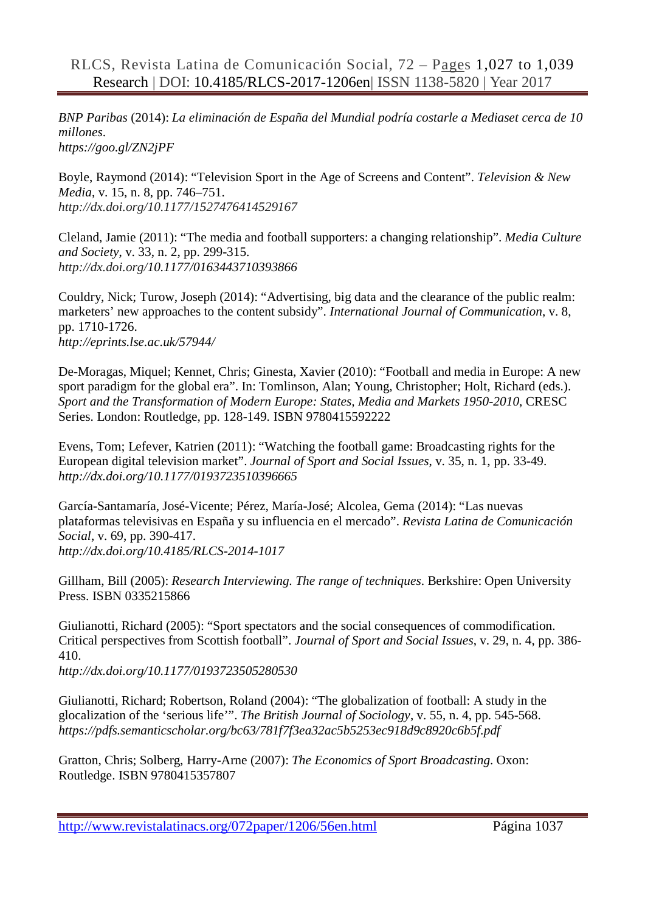*BNP Paribas* (2014): *La eliminación de España del Mundial podría costarle a Mediaset cerca de 10 millones*.
*https://goo.gl/ZN2jPF*

Boyle, Raymond (2014): “Television Sport in the Age of Screens and Content”. *Television & New Media*, v. 15, n. 8, pp. 746–751.
*http://dx.doi.org/10.1177/1527476414529167*

Cleland, Jamie (2011): “The media and football supporters: a changing relationship”. *Media Culture and Society*, v. 33, n. 2, pp. 299-315.
*http://dx.doi.org/10.1177/0163443710393866*

Couldry, Nick; Turow, Joseph (2014): “Advertising, big data and the clearance of the public realm: marketers’ new approaches to the content subsidy”. *International Journal of Communication*, v. 8, pp. 1710-1726.
*http://eprints.lse.ac.uk/57944/*

De-Moragas, Miquel; Kennet, Chris; Ginesta, Xavier (2010): “Football and media in Europe: A new sport paradigm for the global era”. In: Tomlinson, Alan; Young, Christopher; Holt, Richard (eds.). *Sport and the Transformation of Modern Europe: States, Media and Markets 1950-2010*, CRESC Series. London: Routledge, pp. 128-149. ISBN 9780415592222

Evens, Tom; Lefever, Katrien (2011): “Watching the football game: Broadcasting rights for the European digital television market”. *Journal of Sport and Social Issues*, v. 35, n. 1, pp. 33-49.
*http://dx.doi.org/10.1177/0193723510396665*

García-Santamaría, José-Vicente; Pérez, María-José; Alcolea, Gema (2014): “Las nuevas plataformas televisivas en España y su influencia en el mercado”. *Revista Latina de Comunicación Social*, v. 69, pp. 390-417.
*http://dx.doi.org/10.4185/RLCS-2014-1017*

Gillham, Bill (2005): *Research Interviewing. The range of techniques*. Berkshire: Open University Press. ISBN 0335215866

Giulianotti, Richard (2005): “Sport spectators and the social consequences of commodification. Critical perspectives from Scottish football”. *Journal of Sport and Social Issues*, v. 29, n. 4, pp. 386-410.
*http://dx.doi.org/10.1177/0193723505280530*

Giulianotti, Richard; Robertson, Roland (2004): “The globalization of football: A study in the glocalization of the ‘serious life’”. *The British Journal of Sociology*, v. 55, n. 4, pp. 545-568.
*https://pdfs.semanticscholar.org/bc63/781f7f3ea32ac5b5253ec918d9c8920c6b5f.pdf*

Gratton, Chris; Solberg, Harry-Arne (2007): *The Economics of Sport Broadcasting*. Oxon: Routledge. ISBN 9780415357807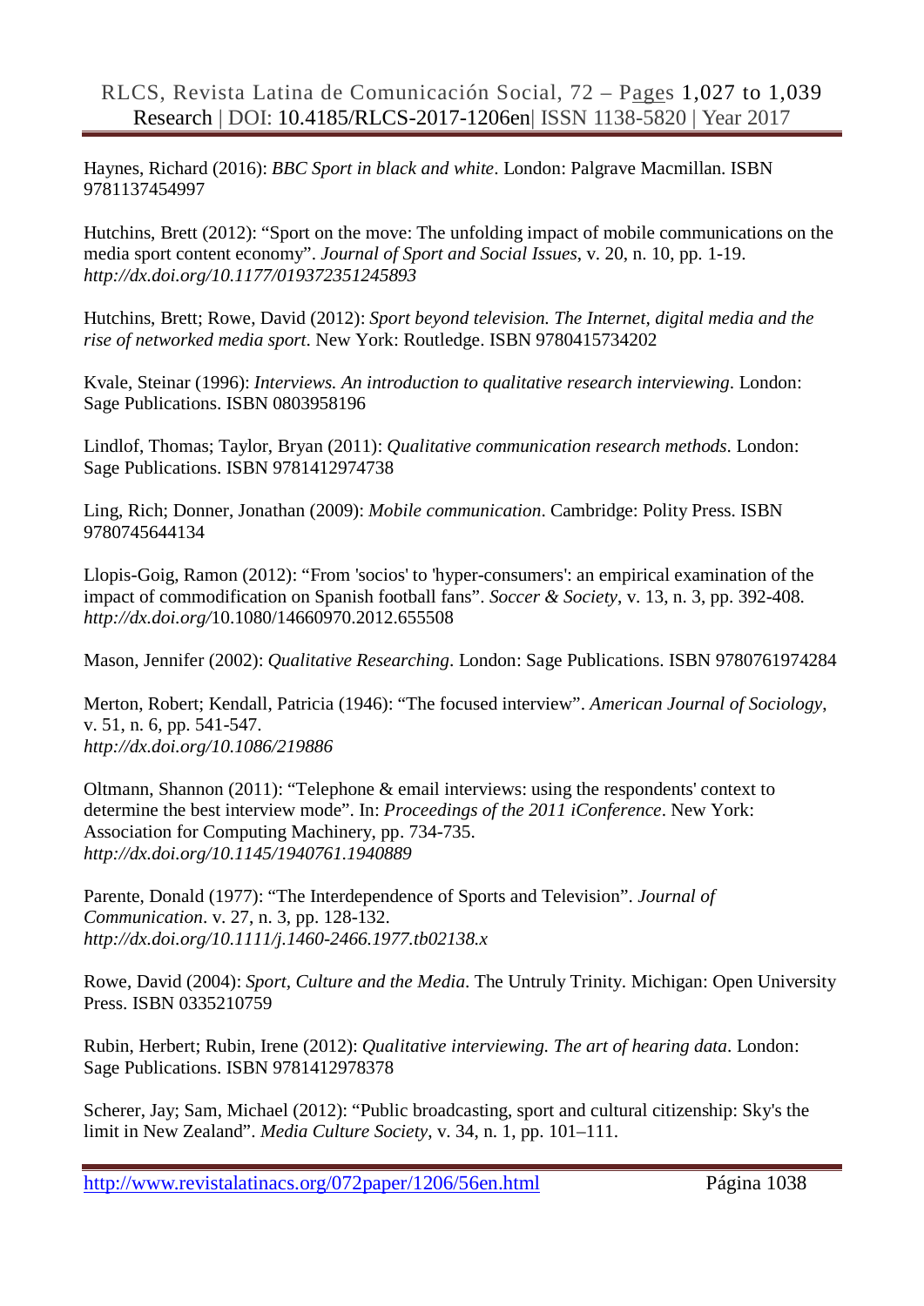Haynes, Richard (2016): *BBC Sport in black and white*. London: Palgrave Macmillan. ISBN 9781137454997

Hutchins, Brett (2012): "Sport on the move: The unfolding impact of mobile communications on the media sport content economy". *Journal of Sport and Social Issues*, v. 20, n. 10, pp. 1-19. *http://dx.doi.org/10.1177/019372351245893*

Hutchins, Brett; Rowe, David (2012): *Sport beyond television. The Internet, digital media and the rise of networked media sport*. New York: Routledge. ISBN 9780415734202

Kvale, Steinar (1996): *Interviews. An introduction to qualitative research interviewing*. London: Sage Publications. ISBN 0803958196

Lindlof, Thomas; Taylor, Bryan (2011): *Qualitative communication research methods*. London: Sage Publications. ISBN 9781412974738

Ling, Rich; Donner, Jonathan (2009): *Mobile communication*. Cambridge: Polity Press. ISBN 9780745644134

Llopis-Goig, Ramon (2012): "From 'socios' to 'hyper-consumers': an empirical examination of the impact of commodification on Spanish football fans". *Soccer & Society*, v. 13, n. 3, pp. 392-408. *http://dx.doi.org/*10.1080/14660970.2012.655508

Mason, Jennifer (2002): *Qualitative Researching*. London: Sage Publications. ISBN 9780761974284

Merton, Robert; Kendall, Patricia (1946): "The focused interview". *American Journal of Sociology*, v. 51, n. 6, pp. 541-547. *http://dx.doi.org/10.1086/219886*

Oltmann, Shannon (2011): "Telephone & email interviews: using the respondents' context to determine the best interview mode". In: *Proceedings of the 2011 iConference*. New York: Association for Computing Machinery, pp. 734-735. *http://dx.doi.org/10.1145/1940761.1940889*

Parente, Donald (1977): "The Interdependence of Sports and Television". *Journal of Communication*. v. 27, n. 3, pp. 128-132. *http://dx.doi.org/10.1111/j.1460-2466.1977.tb02138.x*

Rowe, David (2004): *Sport, Culture and the Media*. The Untruly Trinity. Michigan: Open University Press. ISBN 0335210759

Rubin, Herbert; Rubin, Irene (2012): *Qualitative interviewing. The art of hearing data*. London: Sage Publications. ISBN 9781412978378

Scherer, Jay; Sam, Michael (2012): "Public broadcasting, sport and cultural citizenship: Sky's the limit in New Zealand". *Media Culture Society*, v. 34, n. 1, pp. 101–111.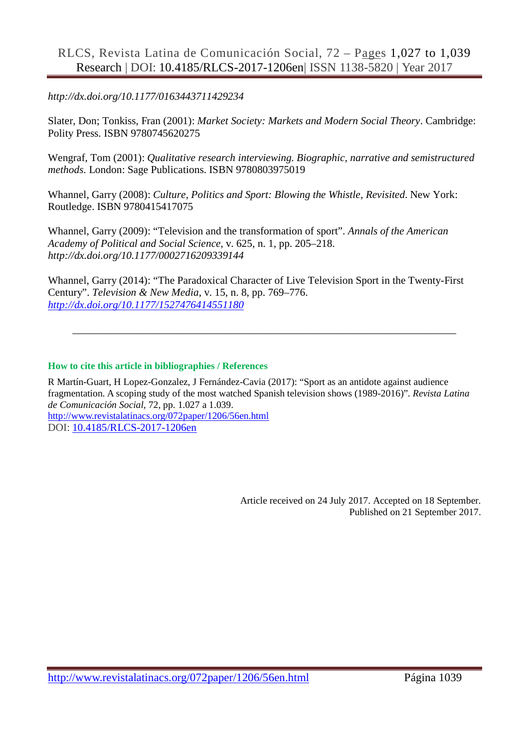*http://dx.doi.org/10.1177/0163443711429234*

Slater, Don; Tonkiss, Fran (2001): *Market Society: Markets and Modern Social Theory*. Cambridge: Polity Press. ISBN 9780745620275

Wengraf, Tom (2001): *Qualitative research interviewing. Biographic, narrative and semistructured methods.* London: Sage Publications. ISBN 9780803975019

Whannel, Garry (2008): *Culture, Politics and Sport: Blowing the Whistle, Revisited*. New York: Routledge. ISBN 9780415417075

Whannel, Garry (2009): "Television and the transformation of sport". *Annals of the American Academy of Political and Social Science*, v. 625, n. 1, pp. 205–218. *http://dx.doi.org/10.1177/0002716209339144*

Whannel, Garry (2014): "The Paradoxical Character of Live Television Sport in the Twenty-First Century". *Television & New Media*, v. 15, n. 8, pp. 769–776. *http://dx.doi.org/10.1177/1527476414551180*

---

**How to cite this article in bibliographies / References**

R Martín-Guart, H Lopez-Gonzalez, J Fernández-Cavia (2017): "Sport as an antidote against audience fragmentation. A scoping study of the most watched Spanish television shows (1989-2016)". *Revista Latina de Comunicación Social*, 72, pp. 1.027 a 1.039.
http://www.revistalatinacs.org/072paper/1206/56en.html
DOI: 10.4185/RLCS-2017-1206en

Article received on 24 July 2017. Accepted on 18 September.
Published on 21 September 2017.